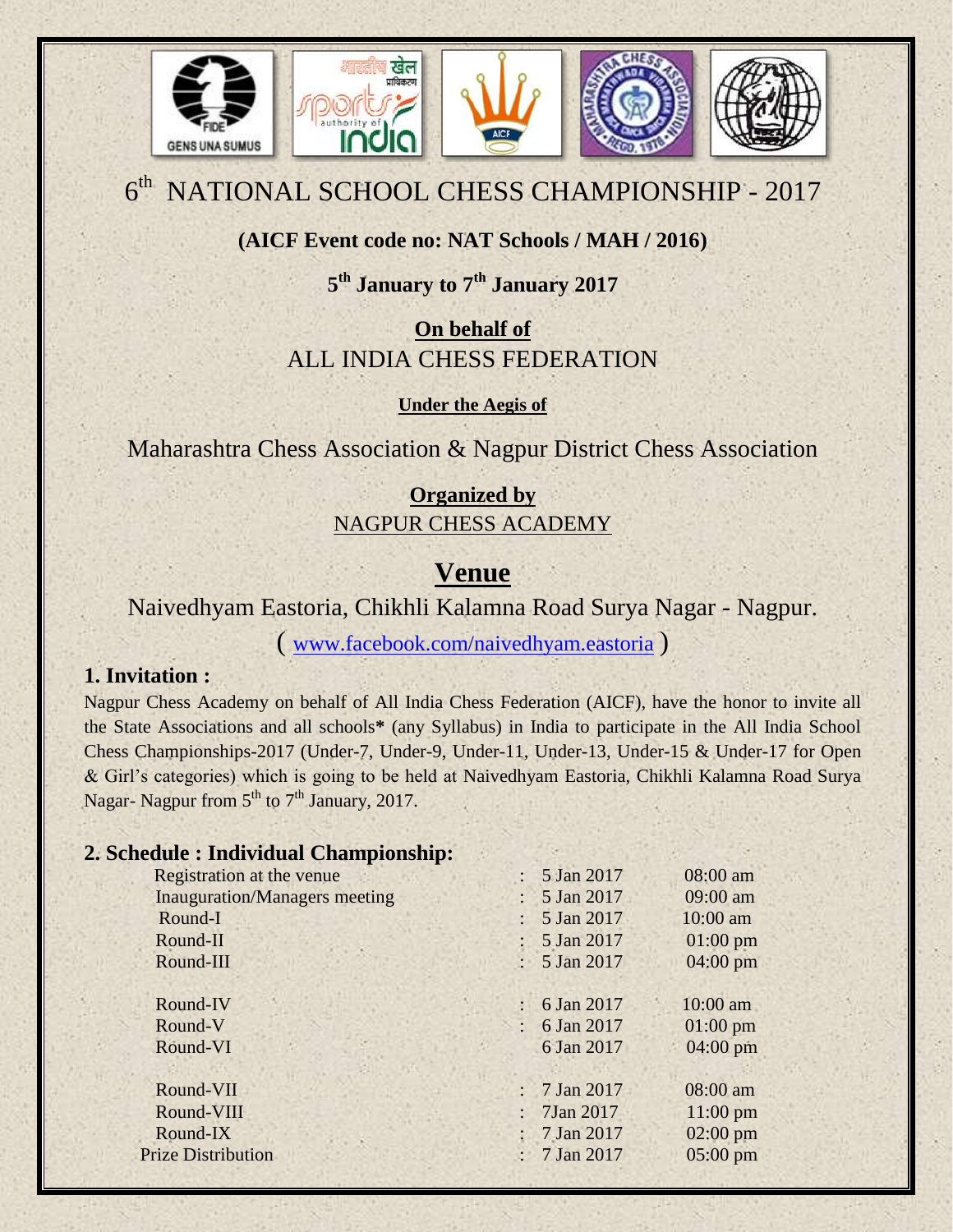# 6th NATIONAL SCHOOL CHESS CHAMPIONSHIP - 2017

**(AICF Event code no: NAT Schools / MAH / 2016)**

**5th January to 7th January 2017**

**On behalf of**

ALL INDIA CHESS FEDERATION

**Under the Aegis of**

Maharashtra Chess Association & Nagpur District Chess Association

**Organized by**

NAGPUR CHESS ACADEMY

## Venue

Naivedhyam Eastoria, Chikhli Kalamna Road Surya Nagar - Nagpur.

( www.facebook.com/naivedhyam.eastoria )

### 1. Invitation :

Nagpur Chess Academy on behalf of All India Chess Federation (AICF), have the honor to invite all the State Associations and all schools* (any Syllabus) in India to participate in the All India School Chess Championships-2017 (Under-7, Under-9, Under-11, Under-13, Under-15 & Under-17 for Open & Girl's categories) which is going to be held at Naivedhyam Eastoria, Chikhli Kalamna Road Surya Nagar- Nagpur from 5th to 7th January, 2017.

### 2. Schedule : Individual Championship:

| | | | |
|---|---|---|---|
| Registration at the venue | : | 5 Jan 2017 | 08:00 am |
| Inauguration/Managers meeting | : | 5 Jan 2017 | 09:00 am |
| Round-I | : | 5 Jan 2017 | 10:00 am |
| Round-II | : | 5 Jan 2017 | 01:00 pm |
| Round-III | : | 5 Jan 2017 | 04:00 pm |
| Round-IV | : | 6 Jan 2017 | 10:00 am |
| Round-V | : | 6 Jan 2017 | 01:00 pm |
| Round-VI | | 6 Jan 2017 | 04:00 pm |
| Round-VII | : | 7 Jan 2017 | 08:00 am |
| Round-VIII | : | 7Jan 2017 | 11:00 pm |
| Round-IX | : | 7 Jan 2017 | 02:00 pm |
| Prize Distribution | : | 7 Jan 2017 | 05:00 pm |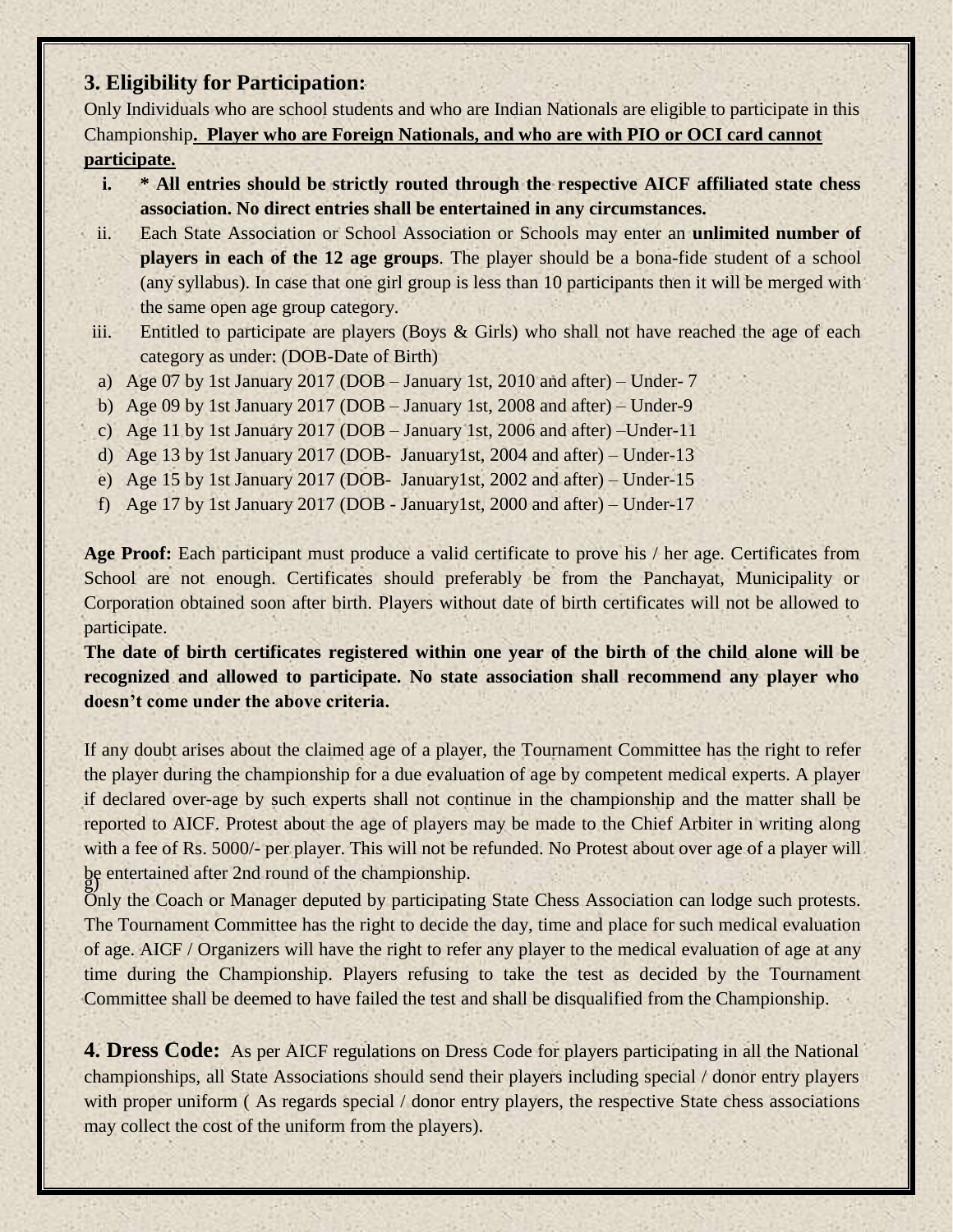## 3. Eligibility for Participation:

Only Individuals who are school students and who are Indian Nationals are eligible to participate in this Championship**. <u>Player who are Foreign Nationals, and who are with PIO or OCI card cannot participate.</u>**

i. **\* All entries should be strictly routed through the respective AICF affiliated state chess association. No direct entries shall be entertained in any circumstances.**

ii. Each State Association or School Association or Schools may enter an **unlimited number of players in each of the 12 age groups**. The player should be a bona-fide student of a school (any syllabus). In case that one girl group is less than 10 participants then it will be merged with the same open age group category.

iii. Entitled to participate are players (Boys & Girls) who shall not have reached the age of each category as under: (DOB-Date of Birth)

a) Age 07 by 1st January 2017 (DOB – January 1st, 2010 and after) – Under- 7
b) Age 09 by 1st January 2017 (DOB – January 1st, 2008 and after) – Under-9
c) Age 11 by 1st January 2017 (DOB – January 1st, 2006 and after) –Under-11
d) Age 13 by 1st January 2017 (DOB- January1st, 2004 and after) – Under-13
e) Age 15 by 1st January 2017 (DOB- January1st, 2002 and after) – Under-15
f) Age 17 by 1st January 2017 (DOB - January1st, 2000 and after) – Under-17

**Age Proof:** Each participant must produce a valid certificate to prove his / her age. Certificates from School are not enough. Certificates should preferably be from the Panchayat, Municipality or Corporation obtained soon after birth. Players without date of birth certificates will not be allowed to participate.

**The date of birth certificates registered within one year of the birth of the child alone will be recognized and allowed to participate. No state association shall recommend any player who doesn't come under the above criteria.**

If any doubt arises about the claimed age of a player, the Tournament Committee has the right to refer the player during the championship for a due evaluation of age by competent medical experts. A player if declared over-age by such experts shall not continue in the championship and the matter shall be reported to AICF. Protest about the age of players may be made to the Chief Arbiter in writing along with a fee of Rs. 5000/- per player. This will not be refunded. No Protest about over age of a player will be entertained after 2nd round of the championship.

g) Only the Coach or Manager deputed by participating State Chess Association can lodge such protests. The Tournament Committee has the right to decide the day, time and place for such medical evaluation of age. AICF / Organizers will have the right to refer any player to the medical evaluation of age at any time during the Championship. Players refusing to take the test as decided by the Tournament Committee shall be deemed to have failed the test and shall be disqualified from the Championship.

**4. Dress Code:** As per AICF regulations on Dress Code for players participating in all the National championships, all State Associations should send their players including special / donor entry players with proper uniform ( As regards special / donor entry players, the respective State chess associations may collect the cost of the uniform from the players).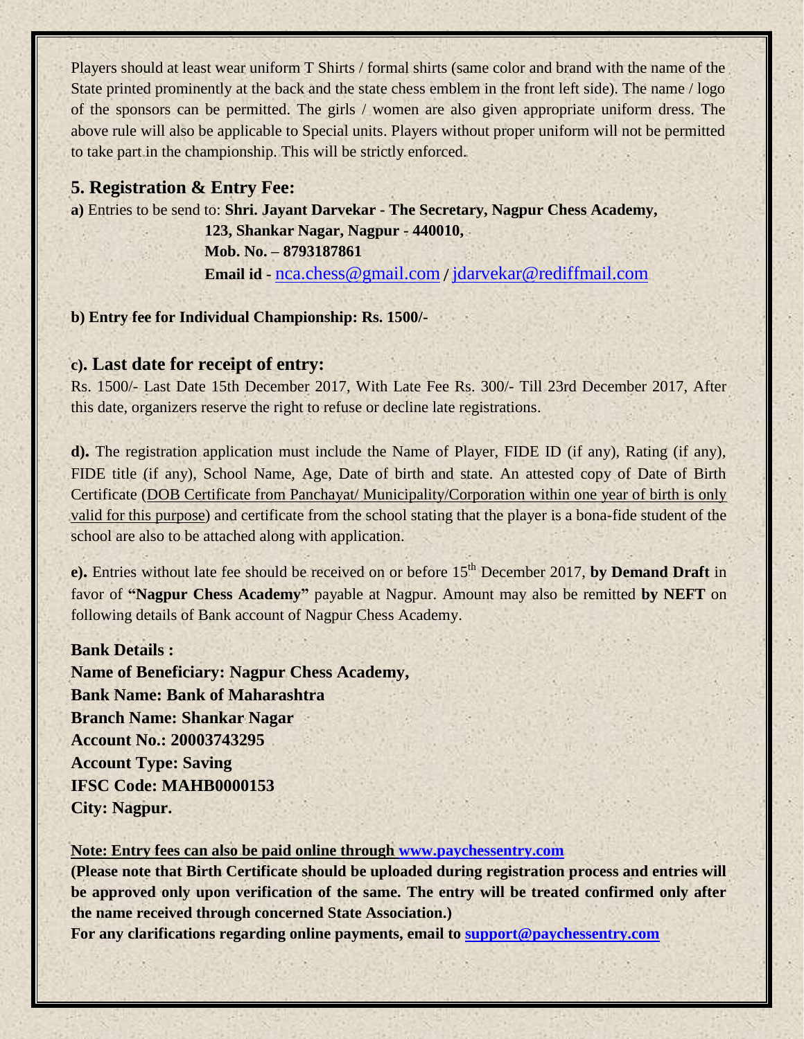Players should at least wear uniform T Shirts / formal shirts (same color and brand with the name of the State printed prominently at the back and the state chess emblem in the front left side). The name / logo of the sponsors can be permitted. The girls / women are also given appropriate uniform dress. The above rule will also be applicable to Special units. Players without proper uniform will not be permitted to take part in the championship. This will be strictly enforced.

## 5. Registration & Entry Fee:

**a)** Entries to be send to: **Shri. Jayant Darvekar - The Secretary, Nagpur Chess Academy,**
**123, Shankar Nagar, Nagpur - 440010,**
**Mob. No. – 8793187861**
**Email id -** nca.chess@gmail.com **/** jdarvekar@rediffmail.com

**b) Entry fee for Individual Championship: Rs. 1500/-**

**c). Last date for receipt of entry:**

Rs. 1500/- Last Date 15th December 2017, With Late Fee Rs. 300/- Till 23rd December 2017, After this date, organizers reserve the right to refuse or decline late registrations.

**d).** The registration application must include the Name of Player, FIDE ID (if any), Rating (if any), FIDE title (if any), School Name, Age, Date of birth and state. An attested copy of Date of Birth Certificate (DOB Certificate from Panchayat/ Municipality/Corporation within one year of birth is only valid for this purpose) and certificate from the school stating that the player is a bona-fide student of the school are also to be attached along with application.

**e).** Entries without late fee should be received on or before 15th December 2017, **by Demand Draft** in favor of **"Nagpur Chess Academy"** payable at Nagpur. Amount may also be remitted **by NEFT** on following details of Bank account of Nagpur Chess Academy.

**Bank Details :**
**Name of Beneficiary: Nagpur Chess Academy,**
**Bank Name: Bank of Maharashtra**
**Branch Name: Shankar Nagar**
**Account No.: 20003743295**
**Account Type: Saving**
**IFSC Code: MAHB0000153**
**City: Nagpur.**

**Note: Entry fees can also be paid online through www.paychessentry.com**
**(Please note that Birth Certificate should be uploaded during registration process and entries will be approved only upon verification of the same. The entry will be treated confirmed only after the name received through concerned State Association.)**
**For any clarifications regarding online payments, email to support@paychessentry.com**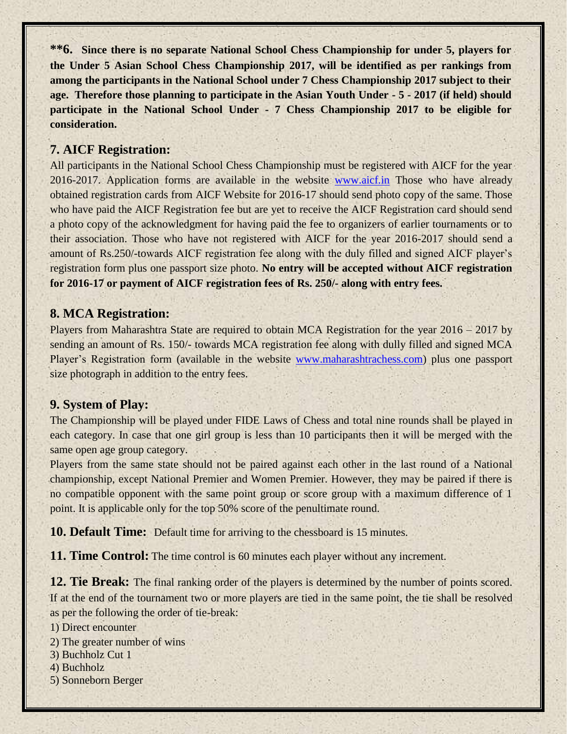**\*\*6. Since there is no separate National School Chess Championship for under 5, players for the Under 5 Asian School Chess Championship 2017, will be identified as per rankings from among the participants in the National School under 7 Chess Championship 2017 subject to their age. Therefore those planning to participate in the Asian Youth Under - 5 - 2017 (if held) should participate in the National School Under - 7 Chess Championship 2017 to be eligible for consideration.**

## 7. AICF Registration:

All participants in the National School Chess Championship must be registered with AICF for the year 2016-2017. Application forms are available in the website [www.aicf.in](http://www.aicf.in) Those who have already obtained registration cards from AICF Website for 2016-17 should send photo copy of the same. Those who have paid the AICF Registration fee but are yet to receive the AICF Registration card should send a photo copy of the acknowledgment for having paid the fee to organizers of earlier tournaments or to their association. Those who have not registered with AICF for the year 2016-2017 should send a amount of Rs.250/-towards AICF registration fee along with the duly filled and signed AICF player's registration form plus one passport size photo. **No entry will be accepted without AICF registration for 2016-17 or payment of AICF registration fees of Rs. 250/- along with entry fees.**

## 8. MCA Registration:

Players from Maharashtra State are required to obtain MCA Registration for the year 2016 – 2017 by sending an amount of Rs. 150/- towards MCA registration fee along with dully filled and signed MCA Player's Registration form (available in the website [www.maharashtrachess.com](http://www.maharashtrachess.com)) plus one passport size photograph in addition to the entry fees.

## 9. System of Play:

The Championship will be played under FIDE Laws of Chess and total nine rounds shall be played in each category. In case that one girl group is less than 10 participants then it will be merged with the same open age group category.

Players from the same state should not be paired against each other in the last round of a National championship, except National Premier and Women Premier. However, they may be paired if there is no compatible opponent with the same point group or score group with a maximum difference of 1 point. It is applicable only for the top 50% score of the penultimate round.

**10. Default Time:** Default time for arriving to the chessboard is 15 minutes.

**11. Time Control:** The time control is 60 minutes each player without any increment.

**12. Tie Break:** The final ranking order of the players is determined by the number of points scored. If at the end of the tournament two or more players are tied in the same point, the tie shall be resolved as per the following the order of tie-break:

1) Direct encounter
2) The greater number of wins
3) Buchholz Cut 1
4) Buchholz
5) Sonneborn Berger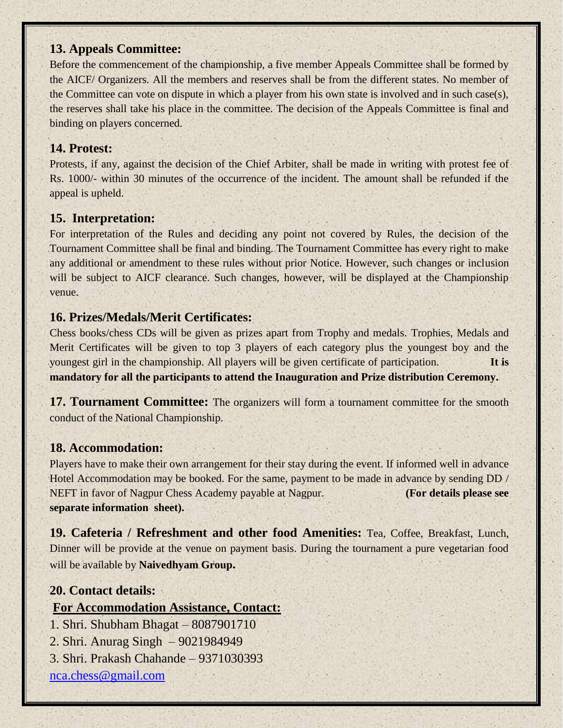### 13. Appeals Committee:

Before the commencement of the championship, a five member Appeals Committee shall be formed by the AICF/ Organizers. All the members and reserves shall be from the different states. No member of the Committee can vote on dispute in which a player from his own state is involved and in such case(s), the reserves shall take his place in the committee. The decision of the Appeals Committee is final and binding on players concerned.

### 14. Protest:

Protests, if any, against the decision of the Chief Arbiter, shall be made in writing with protest fee of Rs. 1000/- within 30 minutes of the occurrence of the incident. The amount shall be refunded if the appeal is upheld.

### 15. Interpretation:

For interpretation of the Rules and deciding any point not covered by Rules, the decision of the Tournament Committee shall be final and binding. The Tournament Committee has every right to make any additional or amendment to these rules without prior Notice. However, such changes or inclusion will be subject to AICF clearance. Such changes, however, will be displayed at the Championship venue.

### 16. Prizes/Medals/Merit Certificates:

Chess books/chess CDs will be given as prizes apart from Trophy and medals. Trophies, Medals and Merit Certificates will be given to top 3 players of each category plus the youngest boy and the youngest girl in the championship. All players will be given certificate of participation. **It is mandatory for all the participants to attend the Inauguration and Prize distribution Ceremony.**

**17. Tournament Committee:** The organizers will form a tournament committee for the smooth conduct of the National Championship.

### 18. Accommodation:

Players have to make their own arrangement for their stay during the event. If informed well in advance Hotel Accommodation may be booked. For the same, payment to be made in advance by sending DD / NEFT in favor of Nagpur Chess Academy payable at Nagpur. **(For details please see separate information sheet).**

**19. Cafeteria / Refreshment and other food Amenities:** Tea, Coffee, Breakfast, Lunch, Dinner will be provide at the venue on payment basis. During the tournament a pure vegetarian food will be available by **Naivedhyam Group.**

### 20. Contact details:

**For Accommodation Assistance, Contact:**

1. Shri. Shubham Bhagat – 8087901710
2. Shri. Anurag Singh – 9021984949
3. Shri. Prakash Chahande – 9371030393

nca.chess@gmail.com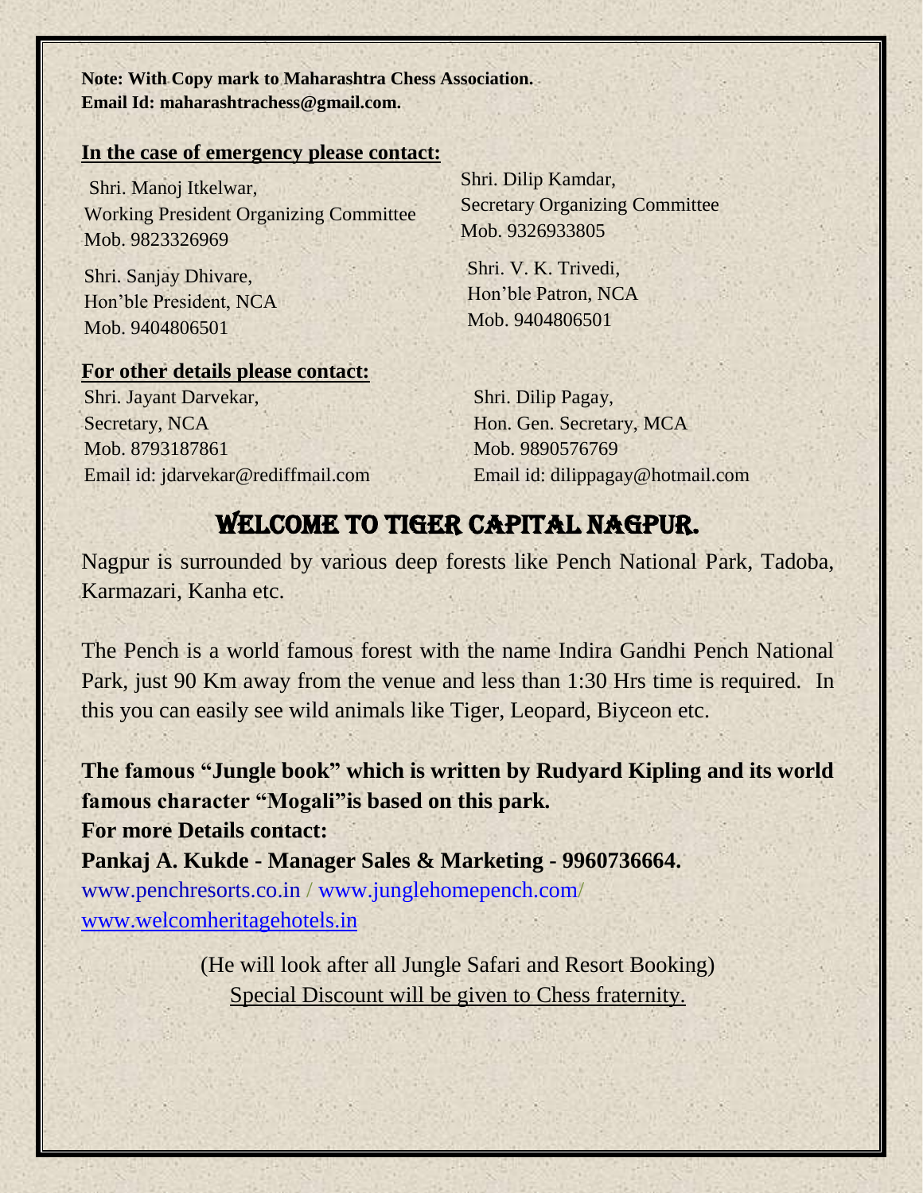**Note: With Copy mark to Maharashtra Chess Association.**
**Email Id: maharashtrachess@gmail.com.**

**In the case of emergency please contact:**

Shri. Manoj Itkelwar,
Working President Organizing Committee
Mob. 9823326969

Shri. Dilip Kamdar,
Secretary Organizing Committee
Mob. 9326933805

Shri. Sanjay Dhivare,
Hon'ble President, NCA
Mob. 9404806501

Shri. V. K. Trivedi,
Hon'ble Patron, NCA
Mob. 9404806501

**For other details please contact:**

Shri. Jayant Darvekar,
Secretary, NCA
Mob. 8793187861
Email id: jdarvekar@rediffmail.com

Shri. Dilip Pagay,
Hon. Gen. Secretary, MCA
Mob. 9890576769
Email id: dilippagay@hotmail.com

## WELCOME TO TIGER CAPITAL NAGPUR.

Nagpur is surrounded by various deep forests like Pench National Park, Tadoba, Karmazari, Kanha etc.

The Pench is a world famous forest with the name Indira Gandhi Pench National Park, just 90 Km away from the venue and less than 1:30 Hrs time is required. In this you can easily see wild animals like Tiger, Leopard, Biyceon etc.

**The famous "Jungle book" which is written by Rudyard Kipling and its world famous character "Mogali"is based on this park.**
**For more Details contact:**
**Pankaj A. Kukde - Manager Sales & Marketing - 9960736664.**
www.penchresorts.co.in / www.junglehomepench.com/
www.welcomheritagehotels.in

(He will look after all Jungle Safari and Resort Booking)
Special Discount will be given to Chess fraternity.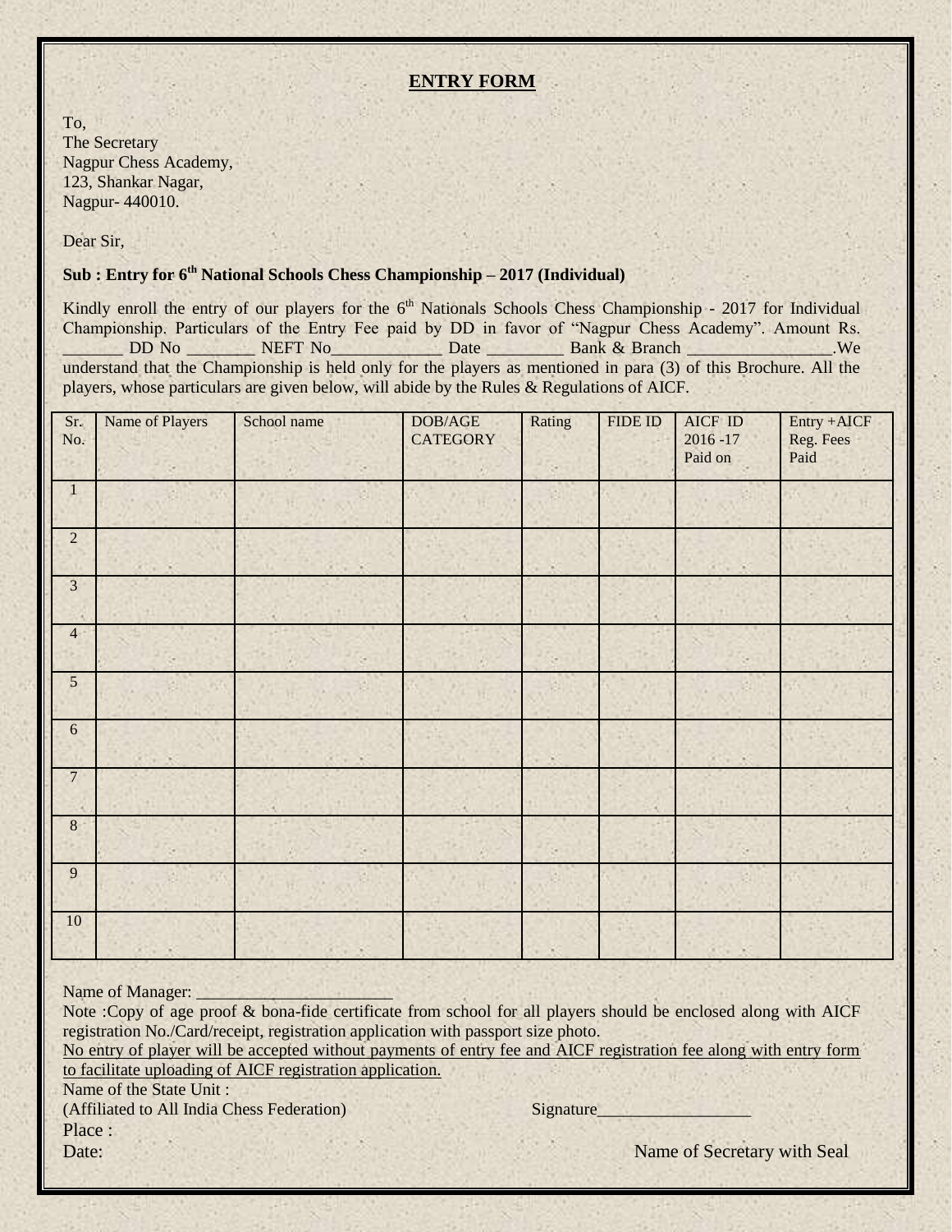## ENTRY FORM

To,
The Secretary
Nagpur Chess Academy,
123, Shankar Nagar,
Nagpur- 440010.

Dear Sir,

**Sub : Entry for 6th National Schools Chess Championship – 2017 (Individual)**

Kindly enroll the entry of our players for the 6th Nationals Schools Chess Championship - 2017 for Individual Championship. Particulars of the Entry Fee paid by DD in favor of "Nagpur Chess Academy". Amount Rs. _______ DD No ________ NEFT No_____________ Date _________ Bank & Branch _________________.We understand that the Championship is held only for the players as mentioned in para (3) of this Brochure. All the players, whose particulars are given below, will abide by the Rules & Regulations of AICF.

| Sr. No. | Name of Players | School name | DOB/AGE CATEGORY | Rating | FIDE ID | AICF ID 2016 -17 Paid on | Entry +AICF Reg. Fees Paid |
|---|---|---|---|---|---|---|---|
| 1 | | | | | | | |
| 2 | | | | | | | |
| 3 | | | | | | | |
| 4 | | | | | | | |
| 5 | | | | | | | |
| 6 | | | | | | | |
| 7 | | | | | | | |
| 8 | | | | | | | |
| 9 | | | | | | | |
| 10 | | | | | | | |

Name of Manager: _______________________

Note :Copy of age proof & bona-fide certificate from school for all players should be enclosed along with AICF registration No./Card/receipt, registration application with passport size photo.

No entry of player will be accepted without payments of entry fee and AICF registration fee along with entry form to facilitate uploading of AICF registration application.

Name of the State Unit :
(Affiliated to All India Chess Federation)

Signature__________________

Place :

Date:

Name of Secretary with Seal